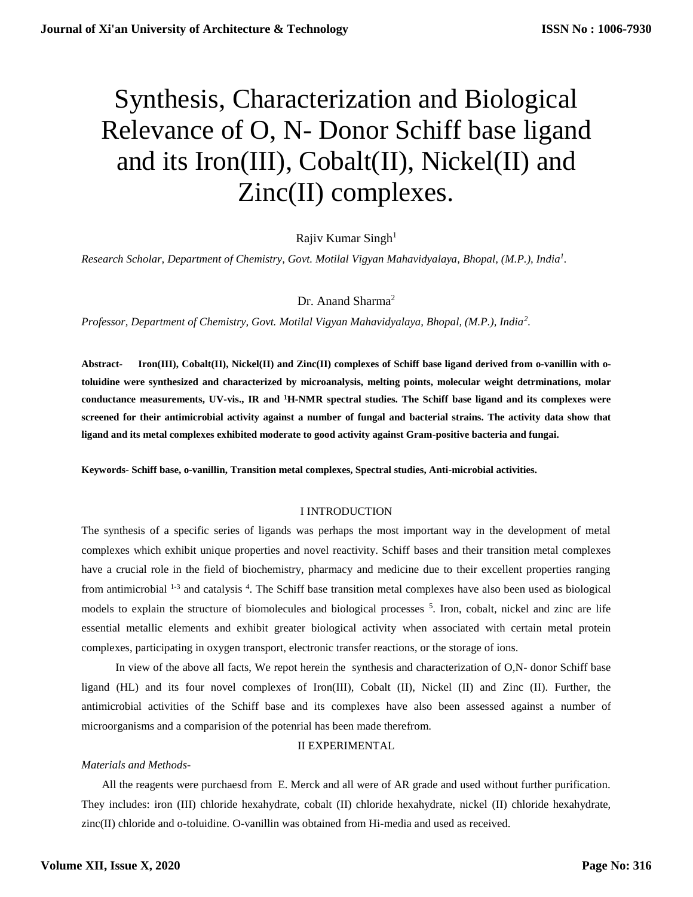# Synthesis, Characterization and Biological Relevance of O, N- Donor Schiff base ligand and its Iron(III), Cobalt(II), Nickel(II) and Zinc(II) complexes.

Rajiv Kumar Singh[1]

*Research Scholar, Department of Chemistry, Govt. Motilal Vigyan Mahavidyalaya, Bhopal, (M.P.), India[1].*

Dr. Anand Sharma[2]

*Professor, Department of Chemistry, Govt. Motilal Vigyan Mahavidyalaya, Bhopal, (M.P.), India[2].*

**Abstract- Iron(III), Cobalt(II), Nickel(II) and Zinc(II) complexes of Schiff base ligand derived from o-vanillin with o-toluidine were synthesized and characterized by microanalysis, melting points, molecular weight detrminations, molar conductance measurements, UV-vis., IR and $^{1}$H-NMR spectral studies. The Schiff base ligand and its complexes were screened for their antimicrobial activity against a number of fungal and bacterial strains. The activity data show that ligand and its metal complexes exhibited moderate to good activity against Gram-positive bacteria and fungai.**

**Keywords- Schiff base, o-vanillin, Transition metal complexes, Spectral studies, Anti-microbial activities.**

## I INTRODUCTION

The synthesis of a specific series of ligands was perhaps the most important way in the development of metal complexes which exhibit unique properties and novel reactivity. Schiff bases and their transition metal complexes have a crucial role in the field of biochemistry, pharmacy and medicine due to their excellent properties ranging from antimicrobial [1-3] and catalysis [4]. The Schiff base transition metal complexes have also been used as biological models to explain the structure of biomolecules and biological processes [5]. Iron, cobalt, nickel and zinc are life essential metallic elements and exhibit greater biological activity when associated with certain metal protein complexes, participating in oxygen transport, electronic transfer reactions, or the storage of ions.

In view of the above all facts, We repot herein the synthesis and characterization of O,N- donor Schiff base ligand (HL) and its four novel complexes of Iron(III), Cobalt (II), Nickel (II) and Zinc (II). Further, the antimicrobial activities of the Schiff base and its complexes have also been assessed against a number of microorganisms and a comparision of the potenrial has been made therefrom.

## II EXPERIMENTAL

*Materials and Methods-*

All the reagents were purchaesd from E. Merck and all were of AR grade and used without further purification. They includes: iron (III) chloride hexahydrate, cobalt (II) chloride hexahydrate, nickel (II) chloride hexahydrate, zinc(II) chloride and o-toluidine. O-vanillin was obtained from Hi-media and used as received.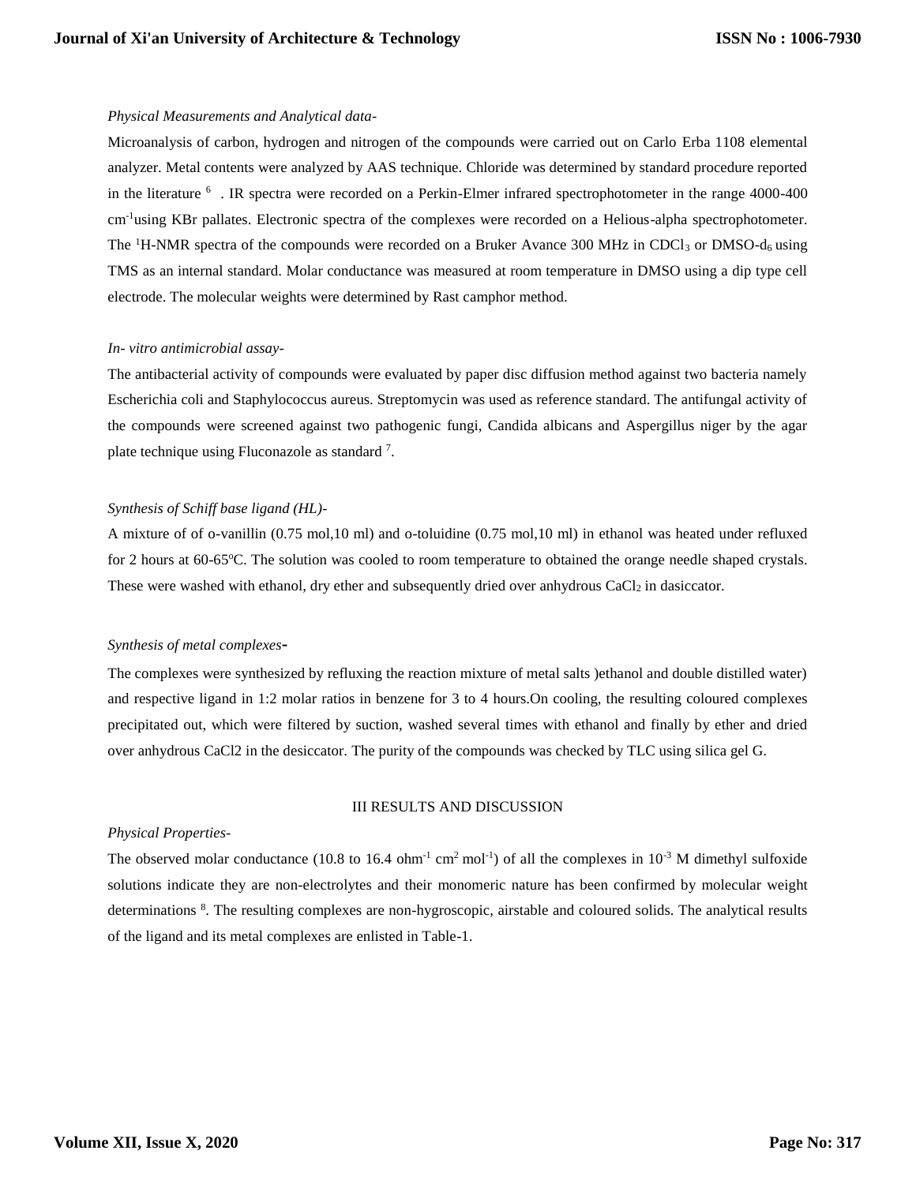*Physical Measurements and Analytical data-*

Microanalysis of carbon, hydrogen and nitrogen of the compounds were carried out on Carlo Erba 1108 elemental analyzer. Metal contents were analyzed by AAS technique. Chloride was determined by standard procedure reported in the literature [6] . IR spectra were recorded on a Perkin-Elmer infrared spectrophotometer in the range 4000-400 $cm^{-1}$using KBr pallates. Electronic spectra of the complexes were recorded on a Helious-alpha spectrophotometer. The $^{1}H$-NMR spectra of the compounds were recorded on a Bruker Avance 300 MHz in $CDCl_3$ or DMSO-$d_6$ using TMS as an internal standard. Molar conductance was measured at room temperature in DMSO using a dip type cell electrode. The molecular weights were determined by Rast camphor method.

*In- vitro antimicrobial assay-*

The antibacterial activity of compounds were evaluated by paper disc diffusion method against two bacteria namely Escherichia coli and Staphylococcus aureus. Streptomycin was used as reference standard. The antifungal activity of the compounds were screened against two pathogenic fungi, Candida albicans and Aspergillus niger by the agar plate technique using Fluconazole as standard [7].

*Synthesis of Schiff base ligand (HL)-*

A mixture of of o-vanillin (0.75 mol,10 ml) and o-toluidine (0.75 mol,10 ml) in ethanol was heated under refluxed for 2 hours at 60-65ºC. The solution was cooled to room temperature to obtained the orange needle shaped crystals. These were washed with ethanol, dry ether and subsequently dried over anhydrous $CaCl_2$ in dasiccator.

*Synthesis of metal complexes-*

The complexes were synthesized by refluxing the reaction mixture of metal salts )ethanol and double distilled water) and respective ligand in 1:2 molar ratios in benzene for 3 to 4 hours.On cooling, the resulting coloured complexes precipitated out, which were filtered by suction, washed several times with ethanol and finally by ether and dried over anhydrous CaCl2 in the desiccator. The purity of the compounds was checked by TLC using silica gel G.

## III RESULTS AND DISCUSSION

*Physical Properties-*

The observed molar conductance (10.8 to 16.4 $ohm^{-1}$ $cm^2$ $mol^{-1}$) of all the complexes in $10^{-3}$ M dimethyl sulfoxide solutions indicate they are non-electrolytes and their monomeric nature has been confirmed by molecular weight determinations [8]. The resulting complexes are non-hygroscopic, airstable and coloured solids. The analytical results of the ligand and its metal complexes are enlisted in Table-1.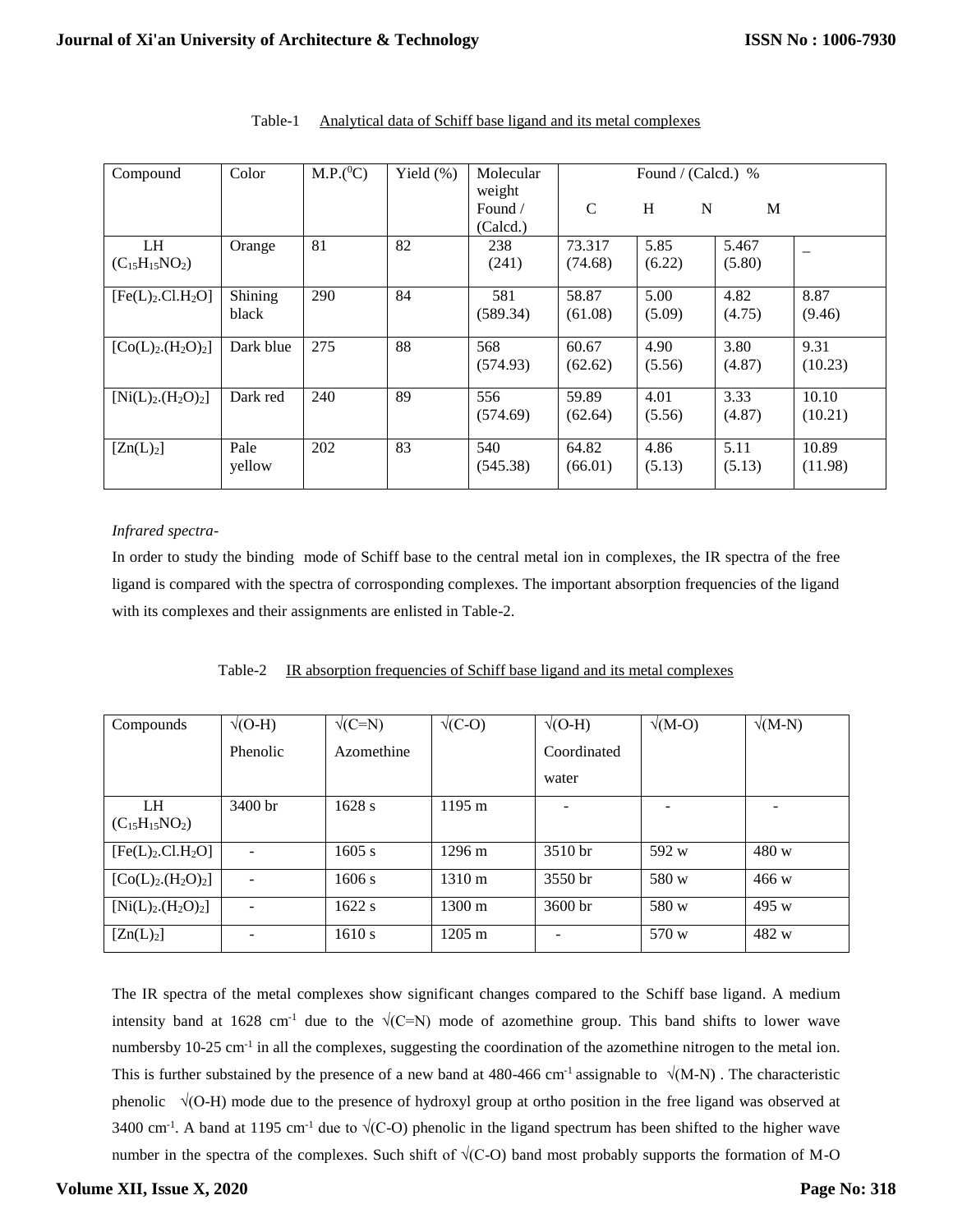Table-1 Analytical data of Schiff base ligand and its metal complexes

| Compound | Color | M.P.($^0$C) | Yield (%) | Molecular weight Found / (Calcd.) | Found / (Calcd.) % C | H | N | M |
|---|---|---|---|---|---|---|---|---|
| LH ($C_{15}H_{15}NO_2$) | Orange | 81 | 82 | 238 (241) | 73.317 (74.68) | 5.85 (6.22) | 5.467 (5.80) | – |
| [Fe(L)$_2$.Cl.H$_2$O] | Shining black | 290 | 84 | 581 (589.34) | 58.87 (61.08) | 5.00 (5.09) | 4.82 (4.75) | 8.87 (9.46) |
| [Co(L)$_2$.(H$_2$O)$_2$] | Dark blue | 275 | 88 | 568 (574.93) | 60.67 (62.62) | 4.90 (5.56) | 3.80 (4.87) | 9.31 (10.23) |
| [Ni(L)$_2$.(H$_2$O)$_2$] | Dark red | 240 | 89 | 556 (574.69) | 59.89 (62.64) | 4.01 (5.56) | 3.33 (4.87) | 10.10 (10.21) |
| [Zn(L)$_2$] | Pale yellow | 202 | 83 | 540 (545.38) | 64.82 (66.01) | 4.86 (5.13) | 5.11 (5.13) | 10.89 (11.98) |

*Infrared spectra-*

In order to study the binding mode of Schiff base to the central metal ion in complexes, the IR spectra of the free ligand is compared with the spectra of corrosponding complexes. The important absorption frequencies of the ligand with its complexes and their assignments are enlisted in Table-2.

Table-2 IR absorption frequencies of Schiff base ligand and its metal complexes

| Compounds | √(O-H) Phenolic | √(C=N) Azomethine | √(C-O) | √(O-H) Coordinated water | √(M-O) | √(M-N) |
|---|---|---|---|---|---|---|
| LH ($C_{15}H_{15}NO_2$) | 3400 br | 1628 s | 1195 m | - | - | - |
| [Fe(L)$_2$.Cl.H$_2$O] | - | 1605 s | 1296 m | 3510 br | 592 w | 480 w |
| [Co(L)$_2$.(H$_2$O)$_2$] | - | 1606 s | 1310 m | 3550 br | 580 w | 466 w |
| [Ni(L)$_2$.(H$_2$O)$_2$] | - | 1622 s | 1300 m | 3600 br | 580 w | 495 w |
| [Zn(L)$_2$] | - | 1610 s | 1205 m | - | 570 w | 482 w |

The IR spectra of the metal complexes show significant changes compared to the Schiff base ligand. A medium intensity band at 1628 cm$^{-1}$ due to the √(C=N) mode of azomethine group. This band shifts to lower wave numbersby 10-25 cm$^{-1}$ in all the complexes, suggesting the coordination of the azomethine nitrogen to the metal ion. This is further substained by the presence of a new band at 480-466 cm$^{-1}$ assignable to √(M-N) . The characteristic phenolic √(O-H) mode due to the presence of hydroxyl group at ortho position in the free ligand was observed at 3400 cm$^{-1}$. A band at 1195 cm$^{-1}$ due to √(C-O) phenolic in the ligand spectrum has been shifted to the higher wave number in the spectra of the complexes. Such shift of √(C-O) band most probably supports the formation of M-O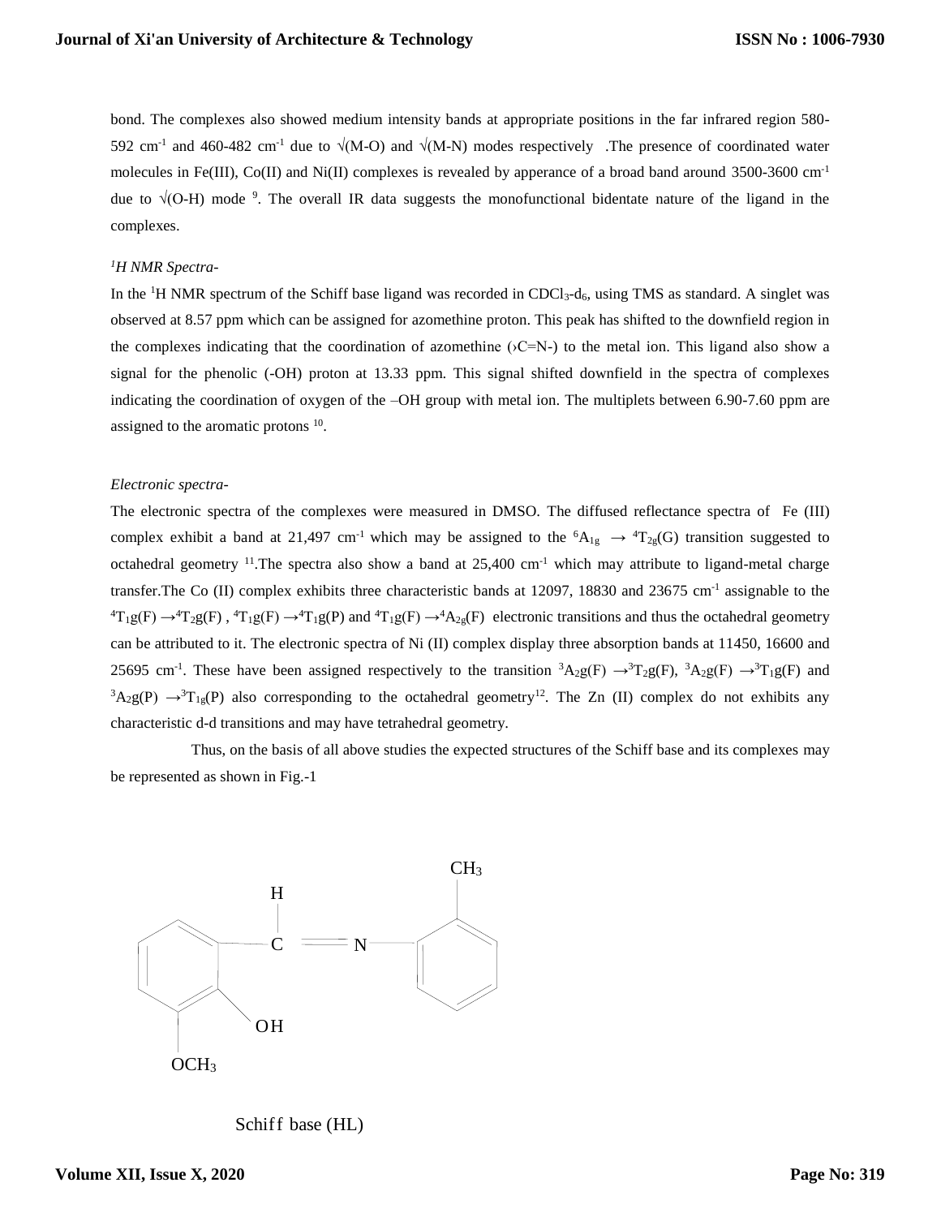bond. The complexes also showed medium intensity bands at appropriate positions in the far infrared region 580-592 $cm^{-1}$ and 460-482 $cm^{-1}$ due to √(M-O) and √(M-N) modes respectively .The presence of coordinated water molecules in Fe(III), Co(II) and Ni(II) complexes is revealed by apperance of a broad band around 3500-3600 $cm^{-1}$ due to √(O-H) mode [9]. The overall IR data suggests the monofunctional bidentate nature of the ligand in the complexes.

*$^1$H NMR Spectra-*

In the $^1$H NMR spectrum of the Schiff base ligand was recorded in $CDCl_3$-$d_6$, using TMS as standard. A singlet was observed at 8.57 ppm which can be assigned for azomethine proton. This peak has shifted to the downfield region in the complexes indicating that the coordination of azomethine (›C=N-) to the metal ion. This ligand also show a signal for the phenolic (-OH) proton at 13.33 ppm. This signal shifted downfield in the spectra of complexes indicating the coordination of oxygen of the –OH group with metal ion. The multiplets between 6.90-7.60 ppm are assigned to the aromatic protons [10].

*Electronic spectra-*

The electronic spectra of the complexes were measured in DMSO. The diffused reflectance spectra of Fe (III) complex exhibit a band at 21,497 $cm^{-1}$ which may be assigned to the $^6A_{1g} \rightarrow {}^4T_{2g}(G)$ transition suggested to octahedral geometry [11].The spectra also show a band at 25,400 $cm^{-1}$ which may attribute to ligand-metal charge transfer.The Co (II) complex exhibits three characteristic bands at 12097, 18830 and 23675 $cm^{-1}$ assignable to the $^4T_1g(F) \rightarrow {}^4T_2g(F)$ , $^4T_1g(F) \rightarrow {}^4T_1g(P)$ and $^4T_1g(F) \rightarrow {}^4A_{2g}(F)$ electronic transitions and thus the octahedral geometry can be attributed to it. The electronic spectra of Ni (II) complex display three absorption bands at 11450, 16600 and 25695 $cm^{-1}$. These have been assigned respectively to the transition $^3A_2g(F) \rightarrow {}^3T_2g(F)$, $^3A_2g(F) \rightarrow {}^3T_1g(F)$ and $^3A_2g(P) \rightarrow {}^3T_{1g}(P)$ also corresponding to the octahedral geometry[12]. The Zn (II) complex do not exhibits any characteristic d-d transitions and may have tetrahedral geometry.

Thus, on the basis of all above studies the expected structures of the Schiff base and its complexes may be represented as shown in Fig.-1

Schiff base (HL)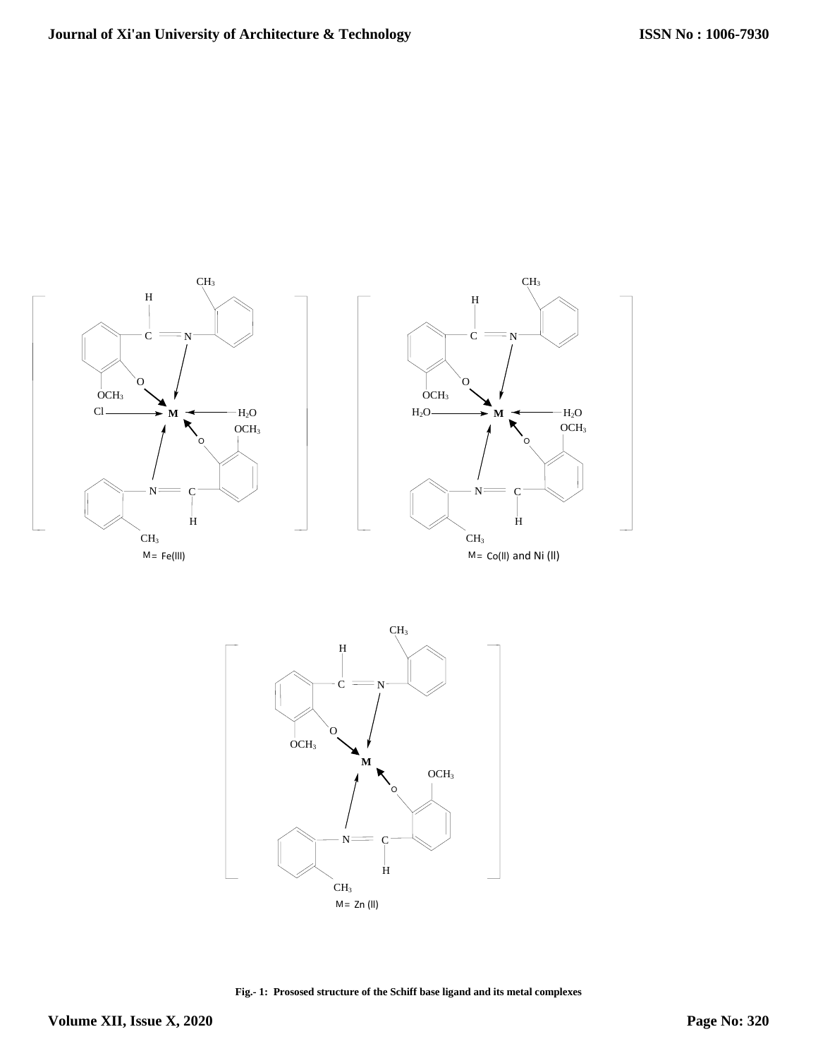M= Fe(III)

M= Co(II) and Ni (II)

M= Zn (II)

**Fig.- 1: Prososed structure of the Schiff base ligand and its metal complexes**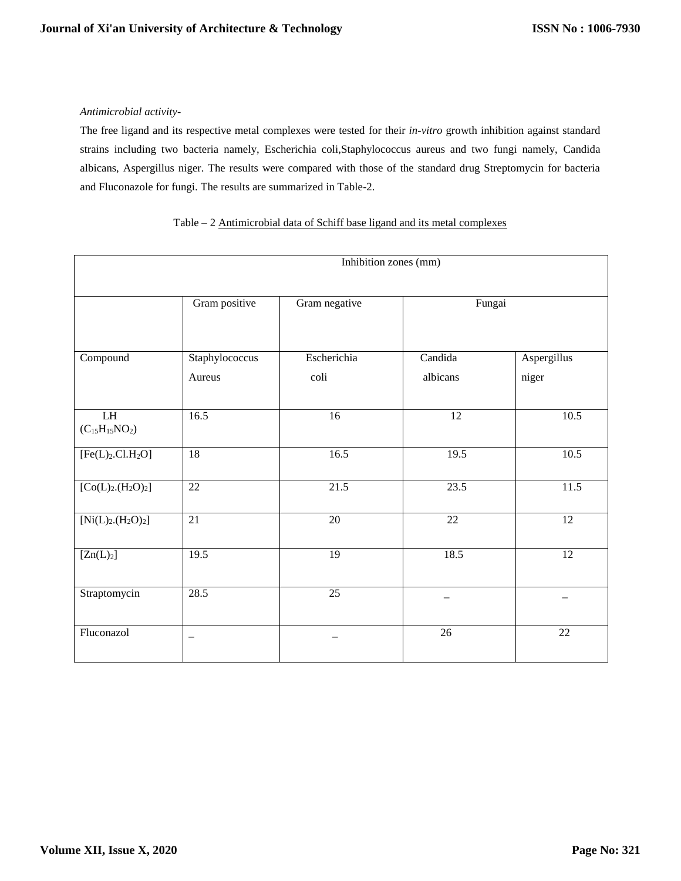*Antimicrobial activity-*

The free ligand and its respective metal complexes were tested for their *in-vitro* growth inhibition against standard strains including two bacteria namely, Escherichia coli,Staphylococcus aureus and two fungi namely, Candida albicans, Aspergillus niger. The results were compared with those of the standard drug Streptomycin for bacteria and Fluconazole for fungi. The results are summarized in Table-2.

Table – 2 Antimicrobial data of Schiff base ligand and its metal complexes

| Inhibition zones (mm) | | | | |
|---|---|---|---|---|
| | Gram positive | Gram negative | Fungai | |
| Compound | Staphylococcus Aureus | Escherichia coli | Candida albicans | Aspergillus niger |
| LH ($C_{15}H_{15}NO_2$) | 16.5 | 16 | 12 | 10.5 |
| $[Fe(L)_2.Cl.H_2O]$ | 18 | 16.5 | 19.5 | 10.5 |
| $[Co(L)_2.(H_2O)_2]$ | 22 | 21.5 | 23.5 | 11.5 |
| $[Ni(L)_2.(H_2O)_2]$ | 21 | 20 | 22 | 12 |
| $[Zn(L)_2]$ | 19.5 | 19 | 18.5 | 12 |
| Straptomycin | 28.5 | 25 | _ | _ |
| Fluconazol | _ | _ | 26 | 22 |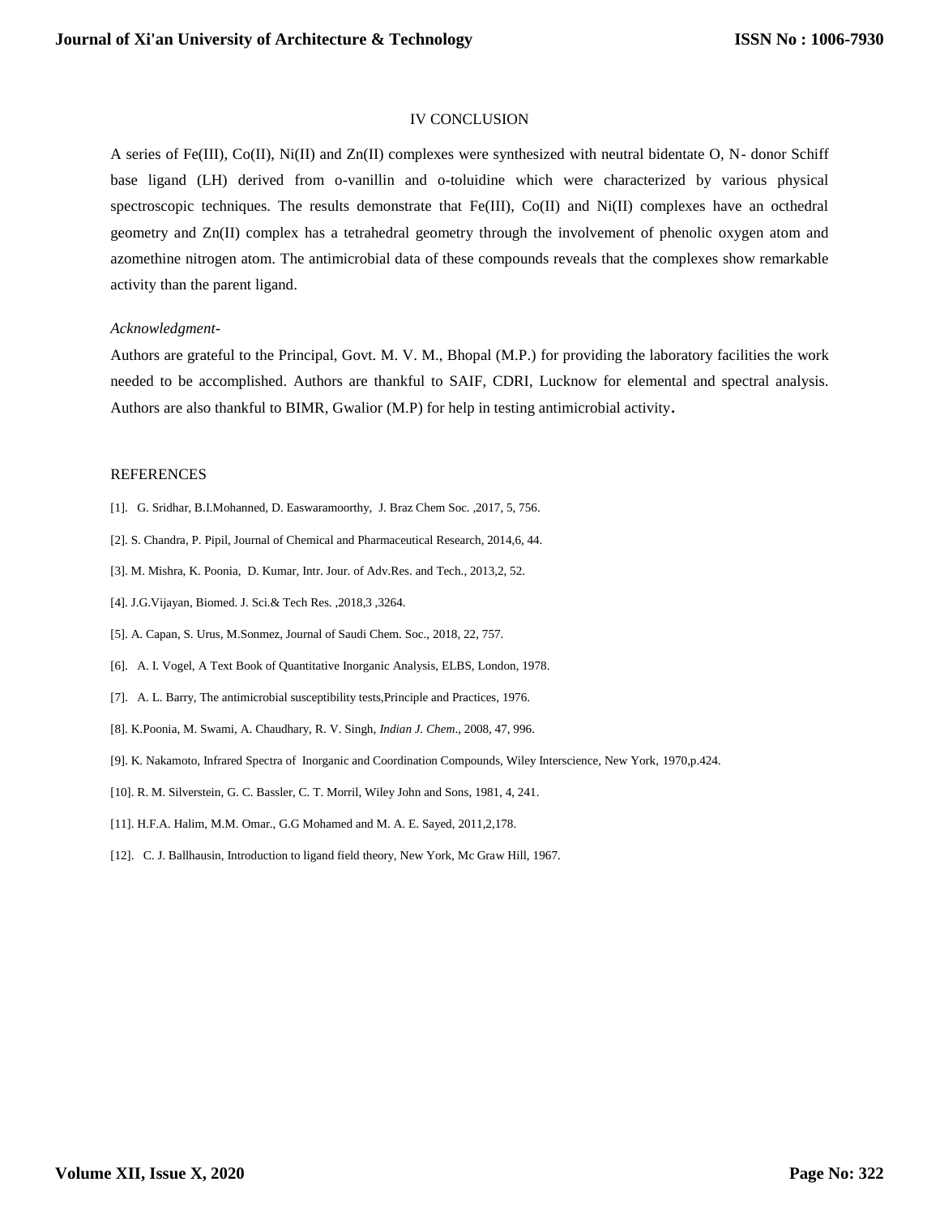## IV CONCLUSION

A series of Fe(III), Co(II), Ni(II) and Zn(II) complexes were synthesized with neutral bidentate O, N- donor Schiff base ligand (LH) derived from o-vanillin and o-toluidine which were characterized by various physical spectroscopic techniques. The results demonstrate that Fe(III), Co(II) and Ni(II) complexes have an octhedral geometry and Zn(II) complex has a tetrahedral geometry through the involvement of phenolic oxygen atom and azomethine nitrogen atom. The antimicrobial data of these compounds reveals that the complexes show remarkable activity than the parent ligand.

*Acknowledgment-*

Authors are grateful to the Principal, Govt. M. V. M., Bhopal (M.P.) for providing the laboratory facilities the work needed to be accomplished. Authors are thankful to SAIF, CDRI, Lucknow for elemental and spectral analysis. Authors are also thankful to BIMR, Gwalior (M.P) for help in testing antimicrobial activity.

## REFERENCES

[1]. G. Sridhar, B.I.Mohanned, D. Easwaramoorthy, J. Braz Chem Soc. ,2017, 5, 756.

[2]. S. Chandra, P. Pipil, Journal of Chemical and Pharmaceutical Research, 2014,6, 44.

[3]. M. Mishra, K. Poonia, D. Kumar, Intr. Jour. of Adv.Res. and Tech., 2013,2, 52.

[4]. J.G.Vijayan, Biomed. J. Sci.& Tech Res. ,2018,3 ,3264.

[5]. A. Capan, S. Urus, M.Sonmez, Journal of Saudi Chem. Soc., 2018, 22, 757.

[6]. A. I. Vogel, A Text Book of Quantitative Inorganic Analysis, ELBS, London, 1978.

[7]. A. L. Barry, The antimicrobial susceptibility tests,Principle and Practices, 1976.

[8]. K.Poonia, M. Swami, A. Chaudhary, R. V. Singh, *Indian J. Chem*., 2008, 47, 996.

[9]. K. Nakamoto, Infrared Spectra of Inorganic and Coordination Compounds, Wiley Interscience, New York, 1970,p.424.

[10]. R. M. Silverstein, G. C. Bassler, C. T. Morril, Wiley John and Sons, 1981, 4, 241.

[11]. H.F.A. Halim, M.M. Omar., G.G Mohamed and M. A. E. Sayed, 2011,2,178.

[12]. C. J. Ballhausin, Introduction to ligand field theory, New York, Mc Graw Hill, 1967.